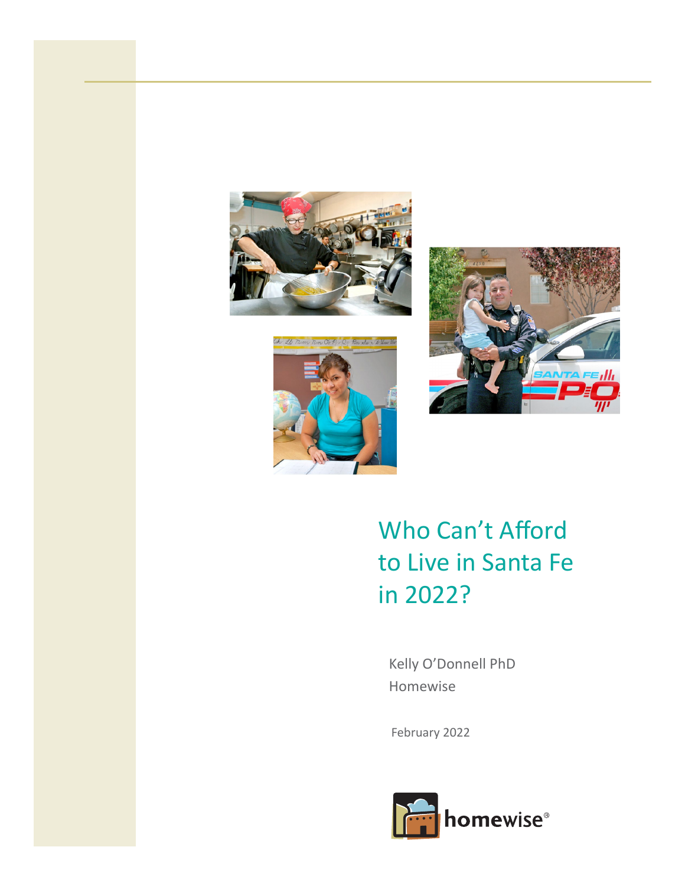# Who Can't Afford to Live in Santa Fe in 2022?

Kelly O'Donnell PhD

Homewise

February 2022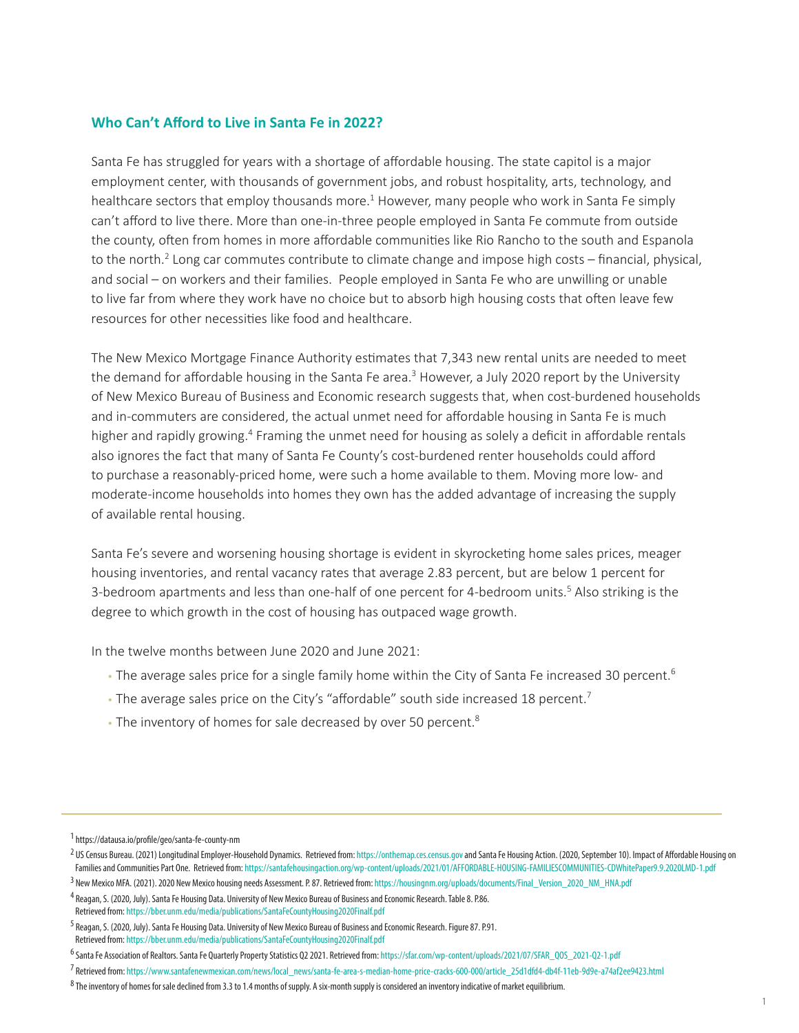## Who Can't Afford to Live in Santa Fe in 2022?

Santa Fe has struggled for years with a shortage of affordable housing. The state capitol is a major employment center, with thousands of government jobs, and robust hospitality, arts, technology, and healthcare sectors that employ thousands more.[1] However, many people who work in Santa Fe simply can't afford to live there. More than one-in-three people employed in Santa Fe commute from outside the county, often from homes in more affordable communities like Rio Rancho to the south and Espanola to the north.[2] Long car commutes contribute to climate change and impose high costs – financial, physical, and social – on workers and their families. People employed in Santa Fe who are unwilling or unable to live far from where they work have no choice but to absorb high housing costs that often leave few resources for other necessities like food and healthcare.

The New Mexico Mortgage Finance Authority estimates that 7,343 new rental units are needed to meet the demand for affordable housing in the Santa Fe area.[3] However, a July 2020 report by the University of New Mexico Bureau of Business and Economic research suggests that, when cost-burdened households and in-commuters are considered, the actual unmet need for affordable housing in Santa Fe is much higher and rapidly growing.[4] Framing the unmet need for housing as solely a deficit in affordable rentals also ignores the fact that many of Santa Fe County's cost-burdened renter households could afford to purchase a reasonably-priced home, were such a home available to them. Moving more low- and moderate-income households into homes they own has the added advantage of increasing the supply of available rental housing.

Santa Fe's severe and worsening housing shortage is evident in skyrocketing home sales prices, meager housing inventories, and rental vacancy rates that average 2.83 percent, but are below 1 percent for 3-bedroom apartments and less than one-half of one percent for 4-bedroom units.[5] Also striking is the degree to which growth in the cost of housing has outpaced wage growth.

In the twelve months between June 2020 and June 2021:

- The average sales price for a single family home within the City of Santa Fe increased 30 percent.[6]
- The average sales price on the City's "affordable" south side increased 18 percent.[7]
- The inventory of homes for sale decreased by over 50 percent.[8]

---

[1] https://datausa.io/profile/geo/santa-fe-county-nm

[2] US Census Bureau. (2021) Longitudinal Employer-Household Dynamics. Retrieved from: https://onthemap.ces.census.gov and Santa Fe Housing Action. (2020, September 10). Impact of Affordable Housing on Families and Communities Part One. Retrieved from: https://santafehousingaction.org/wp-content/uploads/2021/01/AFFORDABLE-HOUSING-FAMILIESCOMMUNITIES-CDWhitePaper9.9.2020LMD-1.pdf

[3] New Mexico MFA. (2021). 2020 New Mexico housing needs Assessment. P. 87. Retrieved from: https://housingnm.org/uploads/documents/Final_Version_2020_NM_HNA.pdf

[4] Reagan, S. (2020, July). Santa Fe Housing Data. University of New Mexico Bureau of Business and Economic Research. Table 8. P.86. Retrieved from: https://bber.unm.edu/media/publications/SantaFeCountyHousing2020Finalf.pdf

[5] Reagan, S. (2020, July). Santa Fe Housing Data. University of New Mexico Bureau of Business and Economic Research. Figure 87. P.91. Retrieved from: https://bber.unm.edu/media/publications/SantaFeCountyHousing2020Finalf.pdf

[6] Santa Fe Association of Realtors. Santa Fe Quarterly Property Statistics Q2 2021. Retrieved from: https://sfar.com/wp-content/uploads/2021/07/SFAR_QOS_2021-Q2-1.pdf

[7] Retrieved from: https://www.santafenewmexican.com/news/local_news/santa-fe-area-s-median-home-price-cracks-600-000/article_25d1dfd4-db4f-11eb-9d9e-a74af2ee9423.html

[8] The inventory of homes for sale declined from 3.3 to 1.4 months of supply. A six-month supply is considered an inventory indicative of market equilibrium.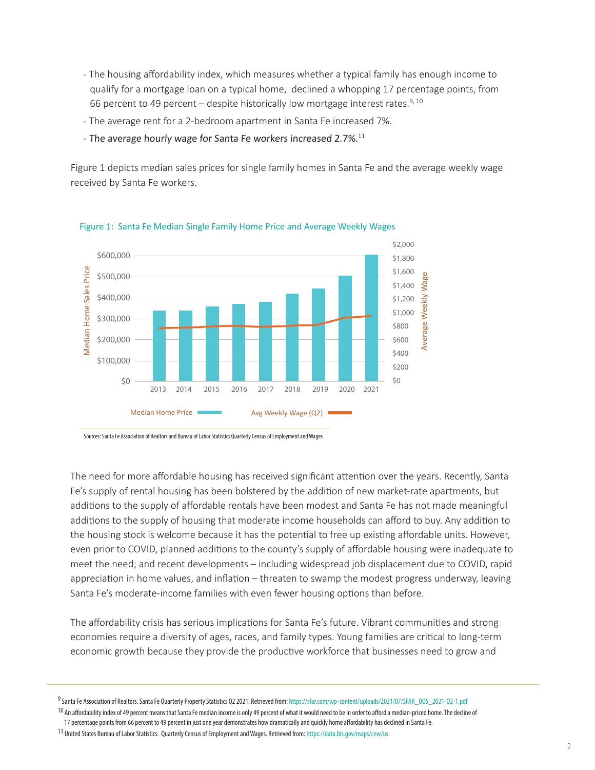- The housing affordability index, which measures whether a typical family has enough income to qualify for a mortgage loan on a typical home, declined a whopping 17 percentage points, from 66 percent to 49 percent – despite historically low mortgage interest rates.[9, 10]
- The average rent for a 2-bedroom apartment in Santa Fe increased 7%.
- *The average hourly wage for Santa Fe workers increased 2.7%.*[11]

Figure 1 depicts median sales prices for single family homes in Santa Fe and the average weekly wage received by Santa Fe workers.

Figure 1: Santa Fe Median Single Family Home Price and Average Weekly Wages

Sources: Santa Fe Association of Realtors and Bureau of Labor Statistics Quarterly Census of Employment and Wages

The need for more affordable housing has received significant attention over the years. Recently, Santa Fe's supply of rental housing has been bolstered by the addition of new market-rate apartments, but additions to the supply of affordable rentals have been modest and Santa Fe has not made meaningful additions to the supply of housing that moderate income households can afford to buy. Any addition to the housing stock is welcome because it has the potential to free up existing affordable units. However, even prior to COVID, planned additions to the county's supply of affordable housing were inadequate to meet the need; and recent developments – including widespread job displacement due to COVID, rapid appreciation in home values, and inflation – threaten to swamp the modest progress underway, leaving Santa Fe's moderate-income families with even fewer housing options than before.

The affordability crisis has serious implications for Santa Fe's future. Vibrant communities and strong economies require a diversity of ages, races, and family types. Young families are critical to long-term economic growth because they provide the productive workforce that businesses need to grow and

[9] Santa Fe Association of Realtors. Santa Fe Quarterly Property Statistics Q2 2021. Retrieved from: https://sfar.com/wp-content/uploads/2021/07/SFAR_QOS_2021-Q2-1.pdf

[10] An affordability index of 49 percent means that Santa Fe median income is only 49 percent of what it would need to be in order to afford a median-priced home. The decline of 17 percentage points from 66 percent to 49 percent in just one year demonstrates how dramatically and quickly home affordability has declined in Santa Fe.

[11] United States Bureau of Labor Statistics. Quarterly Census of Employment and Wages. Retrieved from: https://data.bls.gov/maps/cew/us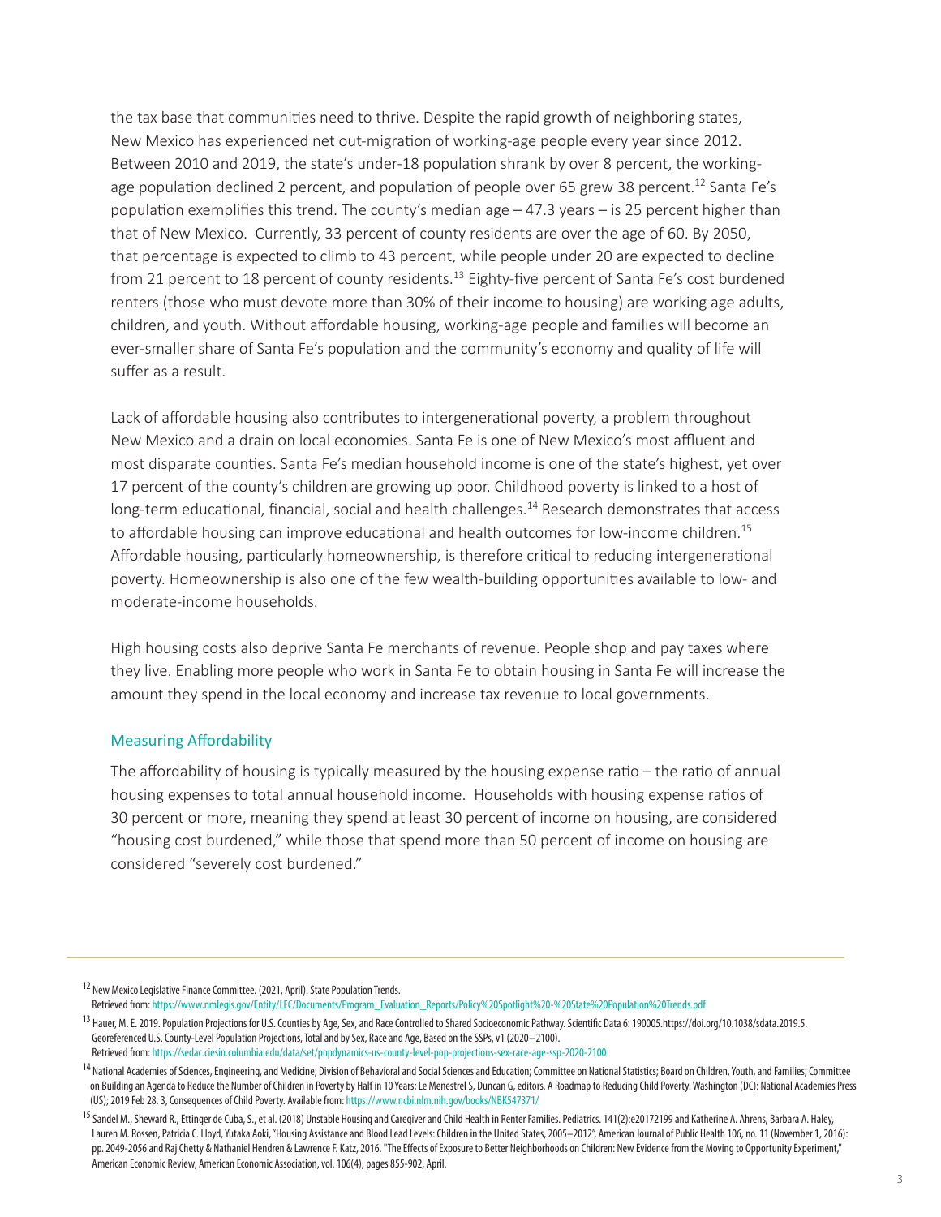the tax base that communities need to thrive. Despite the rapid growth of neighboring states, New Mexico has experienced net out-migration of working-age people every year since 2012. Between 2010 and 2019, the state's under-18 population shrank by over 8 percent, the working-age population declined 2 percent, and population of people over 65 grew 38 percent.[12] Santa Fe's population exemplifies this trend. The county's median age – 47.3 years – is 25 percent higher than that of New Mexico. Currently, 33 percent of county residents are over the age of 60. By 2050, that percentage is expected to climb to 43 percent, while people under 20 are expected to decline from 21 percent to 18 percent of county residents.[13] Eighty-five percent of Santa Fe's cost burdened renters (those who must devote more than 30% of their income to housing) are working age adults, children, and youth. Without affordable housing, working-age people and families will become an ever-smaller share of Santa Fe's population and the community's economy and quality of life will suffer as a result.

Lack of affordable housing also contributes to intergenerational poverty, a problem throughout New Mexico and a drain on local economies. Santa Fe is one of New Mexico's most affluent and most disparate counties. Santa Fe's median household income is one of the state's highest, yet over 17 percent of the county's children are growing up poor. Childhood poverty is linked to a host of long-term educational, financial, social and health challenges.[14] Research demonstrates that access to affordable housing can improve educational and health outcomes for low-income children.[15] Affordable housing, particularly homeownership, is therefore critical to reducing intergenerational poverty. Homeownership is also one of the few wealth-building opportunities available to low- and moderate-income households.

High housing costs also deprive Santa Fe merchants of revenue. People shop and pay taxes where they live. Enabling more people who work in Santa Fe to obtain housing in Santa Fe will increase the amount they spend in the local economy and increase tax revenue to local governments.

## Measuring Affordability

The affordability of housing is typically measured by the housing expense ratio – the ratio of annual housing expenses to total annual household income. Households with housing expense ratios of 30 percent or more, meaning they spend at least 30 percent of income on housing, are considered "housing cost burdened," while those that spend more than 50 percent of income on housing are considered "severely cost burdened."

---

[12] New Mexico Legislative Finance Committee. (2021, April). State Population Trends. Retrieved from: https://www.nmlegis.gov/Entity/LFC/Documents/Program_Evaluation_Reports/Policy%20Spotlight%20-%20State%20Population%20Trends.pdf

[13] Hauer, M. E. 2019. Population Projections for U.S. Counties by Age, Sex, and Race Controlled to Shared Socioeconomic Pathway. Scientific Data 6: 190005.https://doi.org/10.1038/sdata.2019.5. Georeferenced U.S. County-Level Population Projections, Total and by Sex, Race and Age, Based on the SSPs, v1 (2020–2100). Retrieved from: https://sedac.ciesin.columbia.edu/data/set/popdynamics-us-county-level-pop-projections-sex-race-age-ssp-2020-2100

[14] National Academies of Sciences, Engineering, and Medicine; Division of Behavioral and Social Sciences and Education; Committee on National Statistics; Board on Children, Youth, and Families; Committee on Building an Agenda to Reduce the Number of Children in Poverty by Half in 10 Years; Le Menestrel S, Duncan G, editors. A Roadmap to Reducing Child Poverty. Washington (DC): National Academies Press (US); 2019 Feb 28. 3, Consequences of Child Poverty. Available from: https://www.ncbi.nlm.nih.gov/books/NBK547371/

[15] Sandel M., Sheward R., Ettinger de Cuba, S., et al. (2018) Unstable Housing and Caregiver and Child Health in Renter Families. Pediatrics. 141(2):e20172199 and Katherine A. Ahrens, Barbara A. Haley, Lauren M. Rossen, Patricia C. Lloyd, Yutaka Aoki, "Housing Assistance and Blood Lead Levels: Children in the United States, 2005–2012", American Journal of Public Health 106, no. 11 (November 1, 2016): pp. 2049-2056 and Raj Chetty & Nathaniel Hendren & Lawrence F. Katz, 2016. "The Effects of Exposure to Better Neighborhoods on Children: New Evidence from the Moving to Opportunity Experiment," American Economic Review, American Economic Association, vol. 106(4), pages 855-902, April.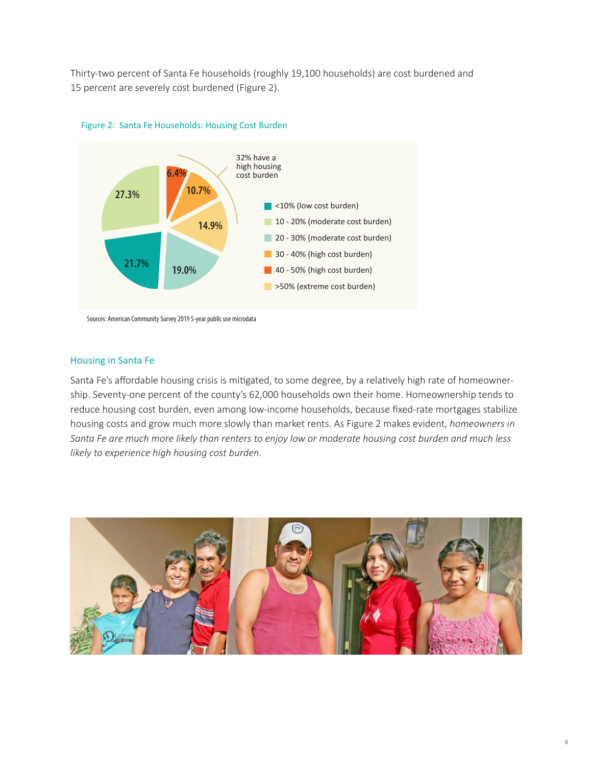Thirty-two percent of Santa Fe households (roughly 19,100 households) are cost burdened and 15 percent are severely cost burdened (Figure 2).

Figure 2: Santa Fe Households: Housing Cost Burden

32% have a high housing cost burden

| Category | Share |
| --- | --- |
| <10% (low cost burden) | 21.7% |
| 10 - 20% (moderate cost burden) | 27.3% |
| 20 - 30% (moderate cost burden) | 19.0% |
| 30 - 40% (high cost burden) | 10.7% |
| 40 - 50% (high cost burden) | 6.4% |
| >50% (extreme cost burden) | 14.9% |

Sources: American Community Survey 2019 5-year public use microdata

## Housing in Santa Fe

Santa Fe's affordable housing crisis is mitigated, to some degree, by a relatively high rate of homeownership. Seventy-one percent of the county's 62,000 households own their home. Homeownership tends to reduce housing cost burden, even among low-income households, because fixed-rate mortgages stabilize housing costs and grow much more slowly than market rents. As Figure 2 makes evident, *homeowners in Santa Fe are much more likely than renters to enjoy low or moderate housing cost burden and much less likely to experience high housing cost burden.*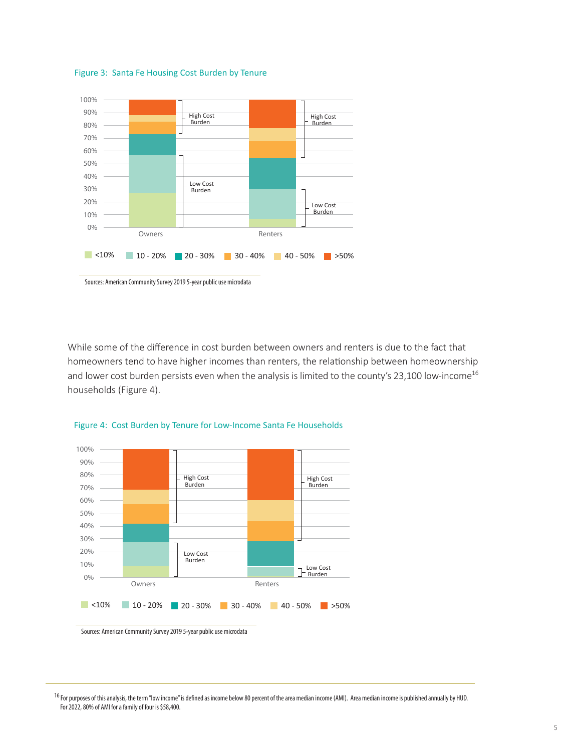Figure 3: Santa Fe Housing Cost Burden by Tenure

Sources: American Community Survey 2019 5-year public use microdata

While some of the difference in cost burden between owners and renters is due to the fact that homeowners tend to have higher incomes than renters, the relationship between homeownership and lower cost burden persists even when the analysis is limited to the county's 23,100 low-income[16] households (Figure 4).

Figure 4: Cost Burden by Tenure for Low-Income Santa Fe Households

Sources: American Community Survey 2019 5-year public use microdata

---

[16] For purposes of this analysis, the term "low income" is defined as income below 80 percent of the area median income (AMI). Area median income is published annually by HUD. For 2022, 80% of AMI for a family of four is $58,400.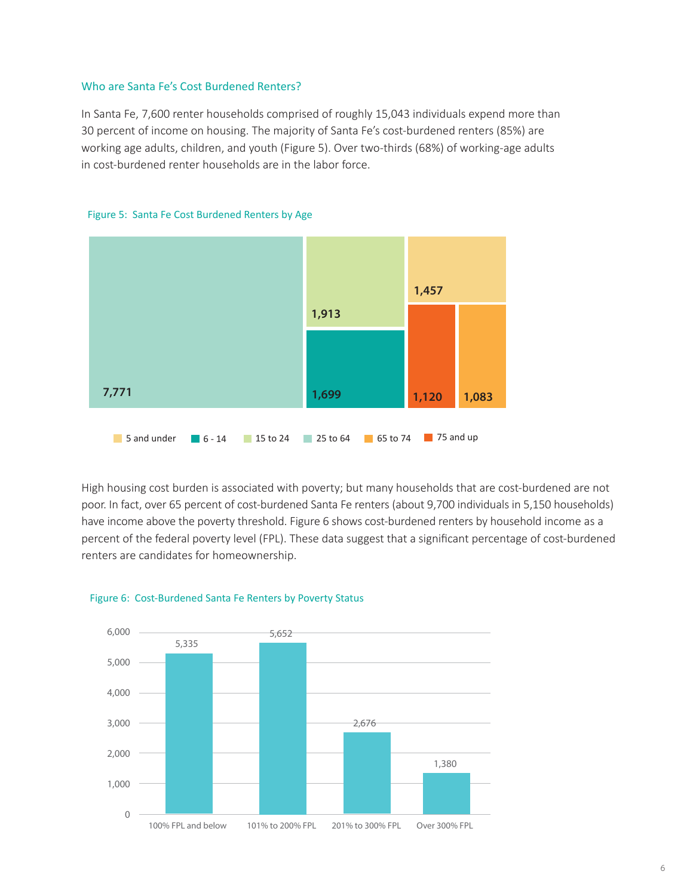### Who are Santa Fe's Cost Burdened Renters?

In Santa Fe, 7,600 renter households comprised of roughly 15,043 individuals expend more than 30 percent of income on housing. The majority of Santa Fe's cost-burdened renters (85%) are working age adults, children, and youth (Figure 5). Over two-thirds (68%) of working-age adults in cost-burdened renter households are in the labor force.

Figure 5: Santa Fe Cost Burdened Renters by Age

| Age | Cost Burdened Renters |
|---|---|
| 5 and under | 1,457 |
| 6 - 14 | 1,699 |
| 15 to 24 | 1,913 |
| 25 to 64 | 7,771 |
| 65 to 74 | 1,083 |
| 75 and up | 1,120 |

High housing cost burden is associated with poverty; but many households that are cost-burdened are not poor. In fact, over 65 percent of cost-burdened Santa Fe renters (about 9,700 individuals in 5,150 households) have income above the poverty threshold. Figure 6 shows cost-burdened renters by household income as a percent of the federal poverty level (FPL). These data suggest that a significant percentage of cost-burdened renters are candidates for homeownership.

Figure 6: Cost-Burdened Santa Fe Renters by Poverty Status

| Poverty Status | Cost-Burdened Renters |
|---|---|
| 100% FPL and below | 5,335 |
| 101% to 200% FPL | 5,652 |
| 201% to 300% FPL | 2,676 |
| Over 300% FPL | 1,380 |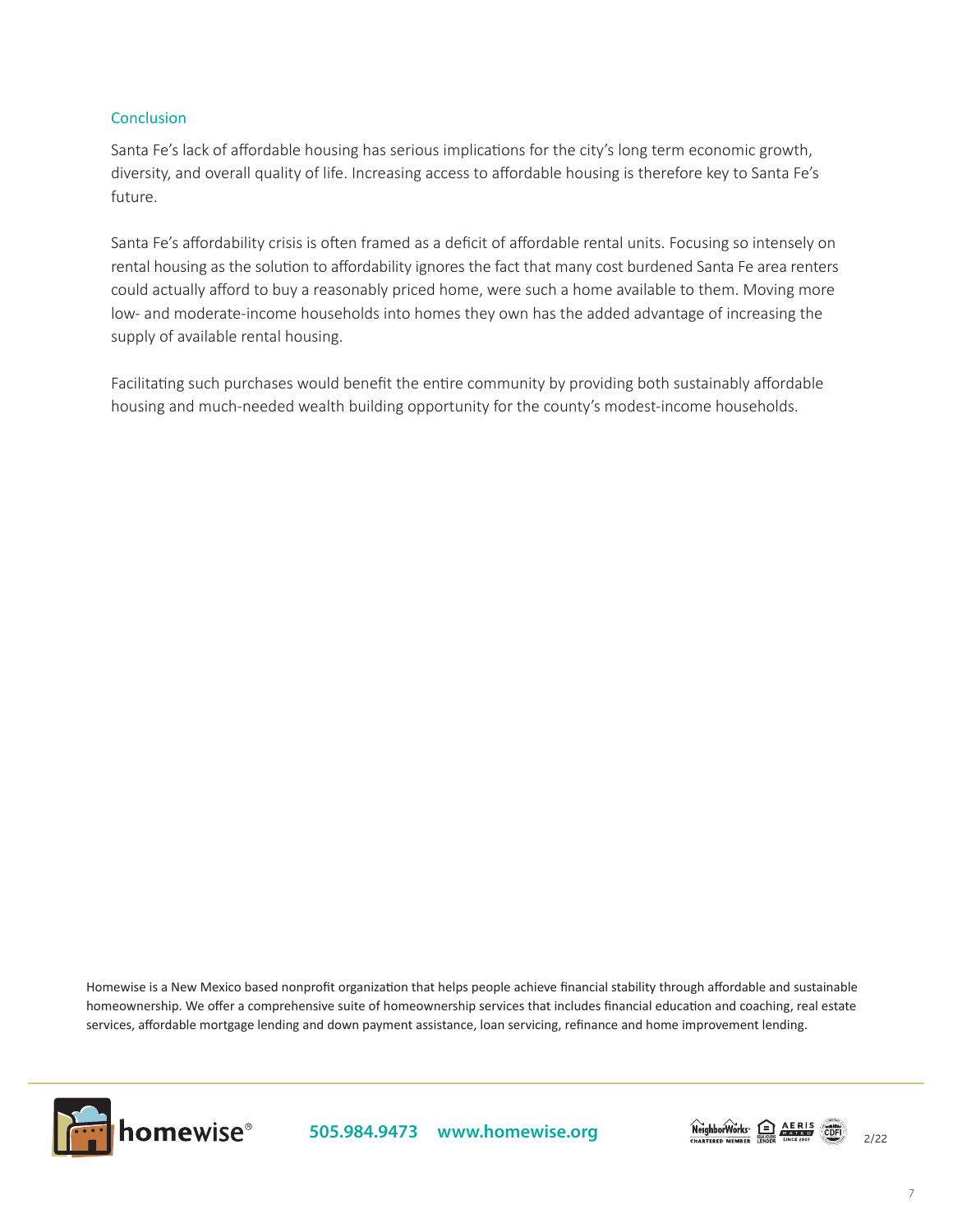## Conclusion

Santa Fe's lack of affordable housing has serious implications for the city's long term economic growth, diversity, and overall quality of life. Increasing access to affordable housing is therefore key to Santa Fe's future.

Santa Fe's affordability crisis is often framed as a deficit of affordable rental units. Focusing so intensely on rental housing as the solution to affordability ignores the fact that many cost burdened Santa Fe area renters could actually afford to buy a reasonably priced home, were such a home available to them. Moving more low- and moderate-income households into homes they own has the added advantage of increasing the supply of available rental housing.

Facilitating such purchases would benefit the entire community by providing both sustainably affordable housing and much-needed wealth building opportunity for the county's modest-income households.

Homewise is a New Mexico based nonprofit organization that helps people achieve financial stability through affordable and sustainable homeownership. We offer a comprehensive suite of homeownership services that includes financial education and coaching, real estate services, affordable mortgage lending and down payment assistance, loan servicing, refinance and home improvement lending.

homewise®

505.984.9473 www.homewise.org

2/22